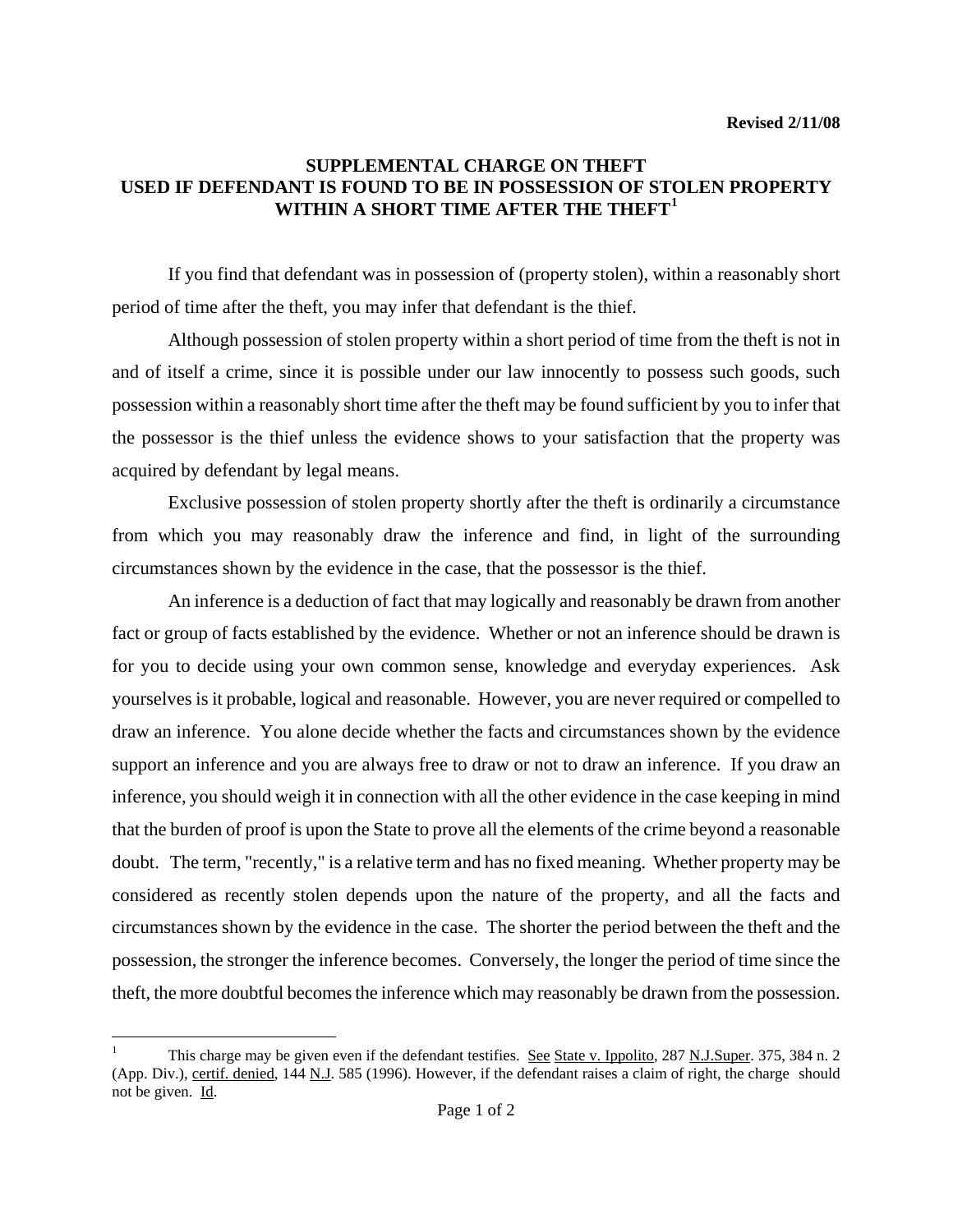Revised 2/11/08

**SUPPLEMENTAL CHARGE ON THEFT**
**USED IF DEFENDANT IS FOUND TO BE IN POSSESSION OF STOLEN PROPERTY WITHIN A SHORT TIME AFTER THE THEFT[1]**

If you find that defendant was in possession of (property stolen), within a reasonably short period of time after the theft, you may infer that defendant is the thief.

Although possession of stolen property within a short period of time from the theft is not in and of itself a crime, since it is possible under our law innocently to possess such goods, such possession within a reasonably short time after the theft may be found sufficient by you to infer that the possessor is the thief unless the evidence shows to your satisfaction that the property was acquired by defendant by legal means.

Exclusive possession of stolen property shortly after the theft is ordinarily a circumstance from which you may reasonably draw the inference and find, in light of the surrounding circumstances shown by the evidence in the case, that the possessor is the thief.

An inference is a deduction of fact that may logically and reasonably be drawn from another fact or group of facts established by the evidence. Whether or not an inference should be drawn is for you to decide using your own common sense, knowledge and everyday experiences. Ask yourselves is it probable, logical and reasonable. However, you are never required or compelled to draw an inference. You alone decide whether the facts and circumstances shown by the evidence support an inference and you are always free to draw or not to draw an inference. If you draw an inference, you should weigh it in connection with all the other evidence in the case keeping in mind that the burden of proof is upon the State to prove all the elements of the crime beyond a reasonable doubt. The term, "recently," is a relative term and has no fixed meaning. Whether property may be considered as recently stolen depends upon the nature of the property, and all the facts and circumstances shown by the evidence in the case. The shorter the period between the theft and the possession, the stronger the inference becomes. Conversely, the longer the period of time since the theft, the more doubtful becomes the inference which may reasonably be drawn from the possession.

---

[1] This charge may be given even if the defendant testifies. See State v. Ippolito, 287 N.J.Super. 375, 384 n. 2 (App. Div.), certif. denied, 144 N.J. 585 (1996). However, if the defendant raises a claim of right, the charge should not be given. Id.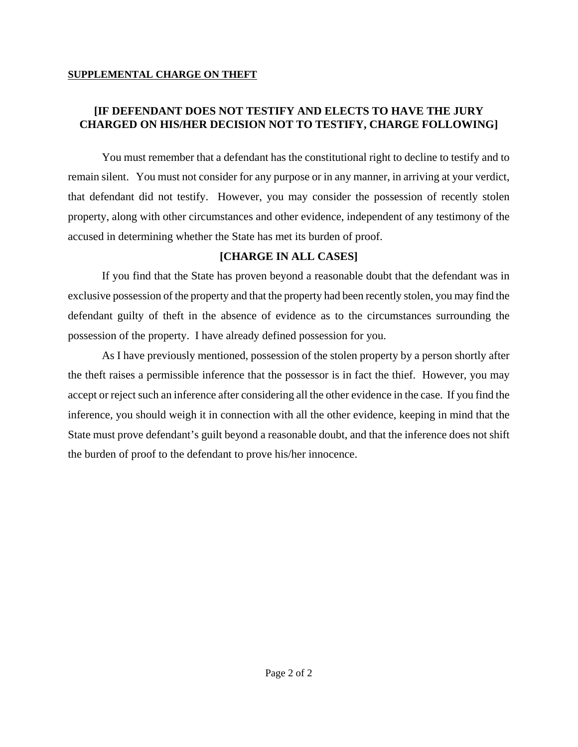**SUPPLEMENTAL CHARGE ON THEFT**

**[IF DEFENDANT DOES NOT TESTIFY AND ELECTS TO HAVE THE JURY CHARGED ON HIS/HER DECISION NOT TO TESTIFY, CHARGE FOLLOWING]**

You must remember that a defendant has the constitutional right to decline to testify and to remain silent. You must not consider for any purpose or in any manner, in arriving at your verdict, that defendant did not testify. However, you may consider the possession of recently stolen property, along with other circumstances and other evidence, independent of any testimony of the accused in determining whether the State has met its burden of proof.

**[CHARGE IN ALL CASES]**

If you find that the State has proven beyond a reasonable doubt that the defendant was in exclusive possession of the property and that the property had been recently stolen, you may find the defendant guilty of theft in the absence of evidence as to the circumstances surrounding the possession of the property. I have already defined possession for you.

As I have previously mentioned, possession of the stolen property by a person shortly after the theft raises a permissible inference that the possessor is in fact the thief. However, you may accept or reject such an inference after considering all the other evidence in the case. If you find the inference, you should weigh it in connection with all the other evidence, keeping in mind that the State must prove defendant's guilt beyond a reasonable doubt, and that the inference does not shift the burden of proof to the defendant to prove his/her innocence.